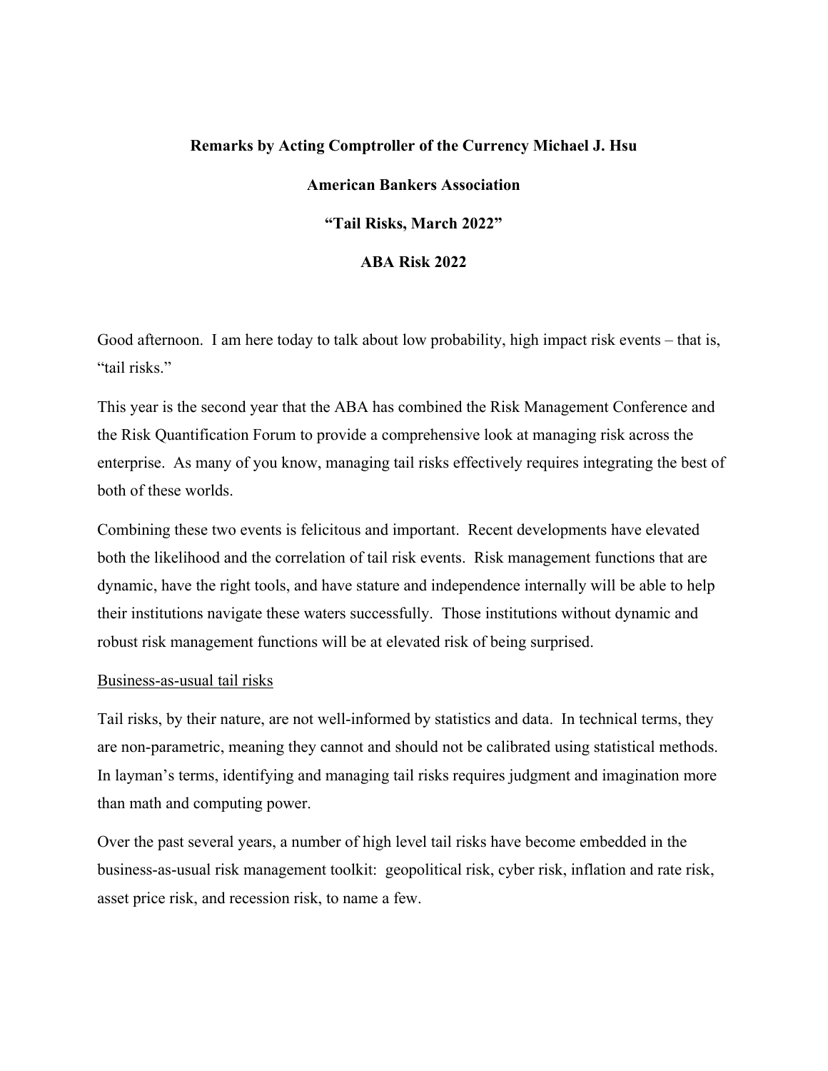**Remarks by Acting Comptroller of the Currency Michael J. Hsu**

**American Bankers Association**

**"Tail Risks, March 2022"**

**ABA Risk 2022**

Good afternoon. I am here today to talk about low probability, high impact risk events – that is, "tail risks."

This year is the second year that the ABA has combined the Risk Management Conference and the Risk Quantification Forum to provide a comprehensive look at managing risk across the enterprise. As many of you know, managing tail risks effectively requires integrating the best of both of these worlds.

Combining these two events is felicitous and important. Recent developments have elevated both the likelihood and the correlation of tail risk events. Risk management functions that are dynamic, have the right tools, and have stature and independence internally will be able to help their institutions navigate these waters successfully. Those institutions without dynamic and robust risk management functions will be at elevated risk of being surprised.

<u>Business-as-usual tail risks</u>

Tail risks, by their nature, are not well-informed by statistics and data. In technical terms, they are non-parametric, meaning they cannot and should not be calibrated using statistical methods. In layman's terms, identifying and managing tail risks requires judgment and imagination more than math and computing power.

Over the past several years, a number of high level tail risks have become embedded in the business-as-usual risk management toolkit: geopolitical risk, cyber risk, inflation and rate risk, asset price risk, and recession risk, to name a few.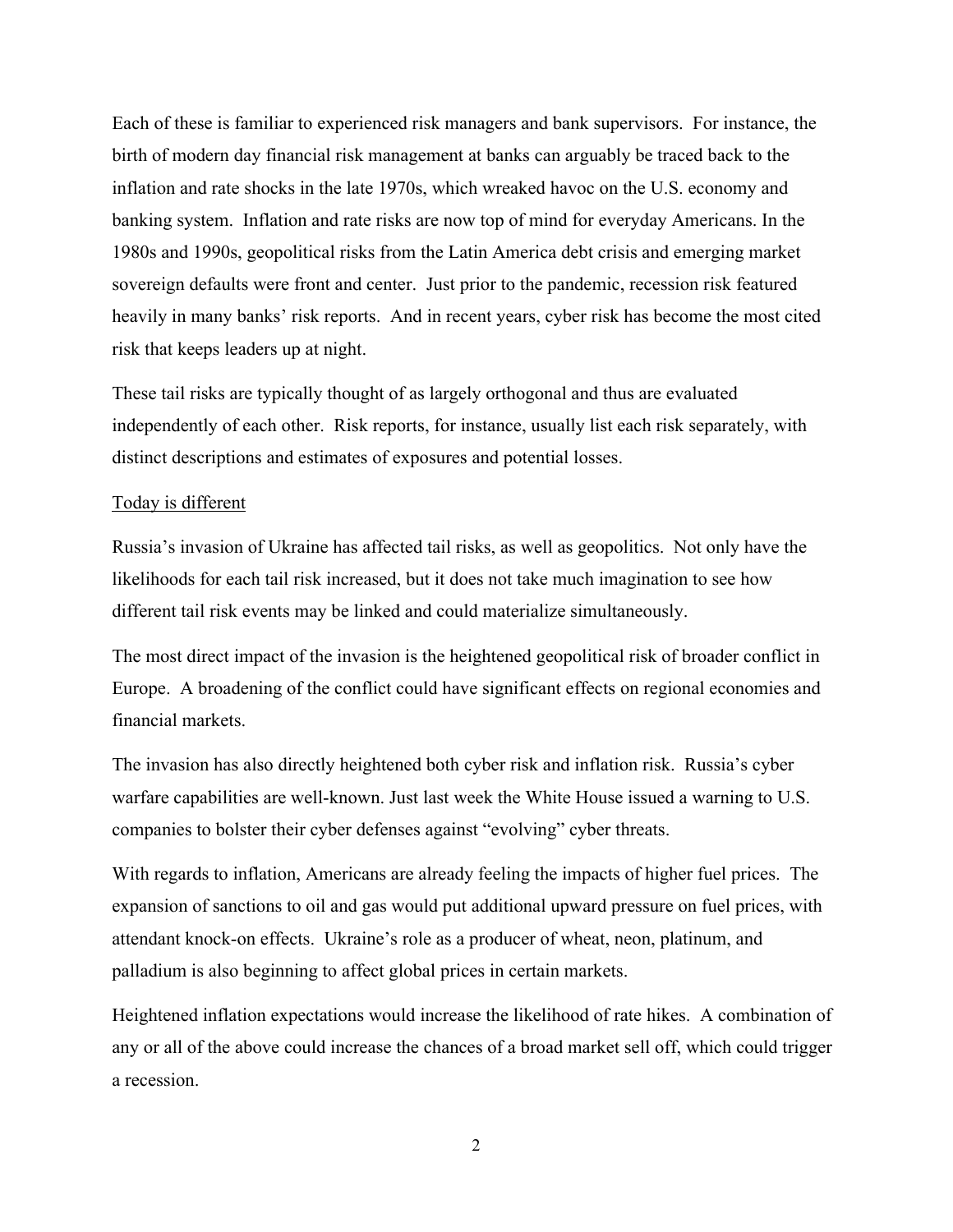Each of these is familiar to experienced risk managers and bank supervisors. For instance, the birth of modern day financial risk management at banks can arguably be traced back to the inflation and rate shocks in the late 1970s, which wreaked havoc on the U.S. economy and banking system. Inflation and rate risks are now top of mind for everyday Americans. In the 1980s and 1990s, geopolitical risks from the Latin America debt crisis and emerging market sovereign defaults were front and center. Just prior to the pandemic, recession risk featured heavily in many banks' risk reports. And in recent years, cyber risk has become the most cited risk that keeps leaders up at night.

These tail risks are typically thought of as largely orthogonal and thus are evaluated independently of each other. Risk reports, for instance, usually list each risk separately, with distinct descriptions and estimates of exposures and potential losses.

Today is different

Russia's invasion of Ukraine has affected tail risks, as well as geopolitics. Not only have the likelihoods for each tail risk increased, but it does not take much imagination to see how different tail risk events may be linked and could materialize simultaneously.

The most direct impact of the invasion is the heightened geopolitical risk of broader conflict in Europe. A broadening of the conflict could have significant effects on regional economies and financial markets.

The invasion has also directly heightened both cyber risk and inflation risk. Russia's cyber warfare capabilities are well-known. Just last week the White House issued a warning to U.S. companies to bolster their cyber defenses against "evolving" cyber threats.

With regards to inflation, Americans are already feeling the impacts of higher fuel prices. The expansion of sanctions to oil and gas would put additional upward pressure on fuel prices, with attendant knock-on effects. Ukraine's role as a producer of wheat, neon, platinum, and palladium is also beginning to affect global prices in certain markets.

Heightened inflation expectations would increase the likelihood of rate hikes. A combination of any or all of the above could increase the chances of a broad market sell off, which could trigger a recession.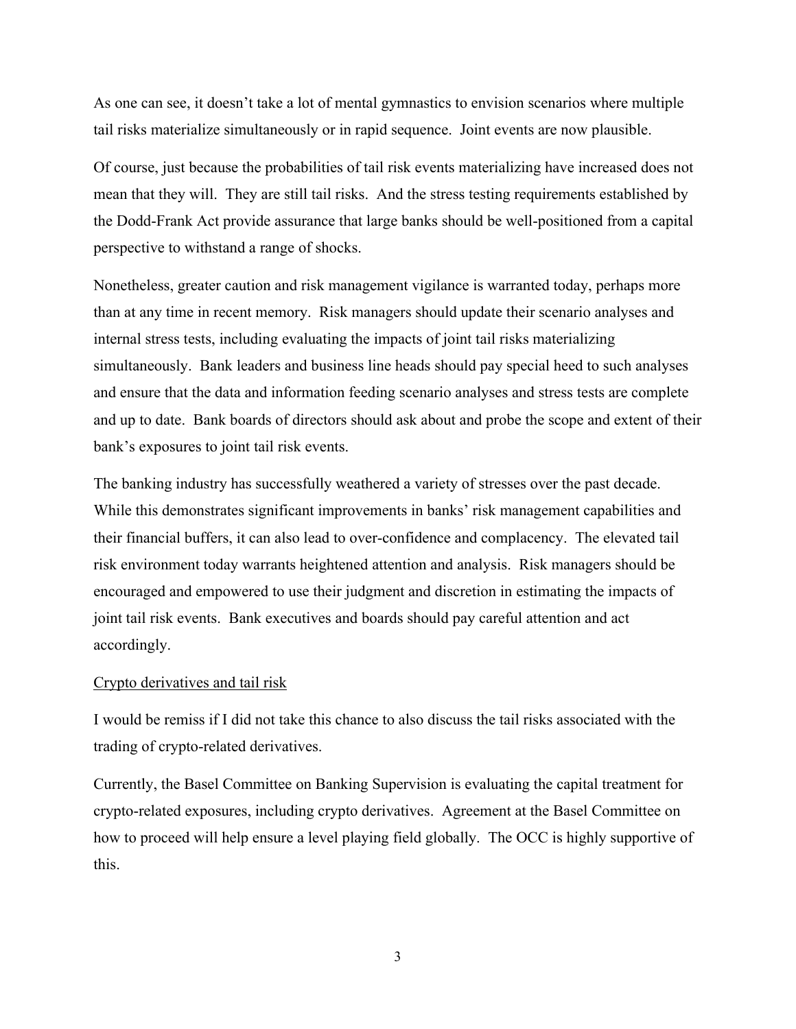As one can see, it doesn't take a lot of mental gymnastics to envision scenarios where multiple tail risks materialize simultaneously or in rapid sequence. Joint events are now plausible.

Of course, just because the probabilities of tail risk events materializing have increased does not mean that they will. They are still tail risks. And the stress testing requirements established by the Dodd-Frank Act provide assurance that large banks should be well-positioned from a capital perspective to withstand a range of shocks.

Nonetheless, greater caution and risk management vigilance is warranted today, perhaps more than at any time in recent memory. Risk managers should update their scenario analyses and internal stress tests, including evaluating the impacts of joint tail risks materializing simultaneously. Bank leaders and business line heads should pay special heed to such analyses and ensure that the data and information feeding scenario analyses and stress tests are complete and up to date. Bank boards of directors should ask about and probe the scope and extent of their bank's exposures to joint tail risk events.

The banking industry has successfully weathered a variety of stresses over the past decade. While this demonstrates significant improvements in banks' risk management capabilities and their financial buffers, it can also lead to over-confidence and complacency. The elevated tail risk environment today warrants heightened attention and analysis. Risk managers should be encouraged and empowered to use their judgment and discretion in estimating the impacts of joint tail risk events. Bank executives and boards should pay careful attention and act accordingly.

<u>Crypto derivatives and tail risk</u>

I would be remiss if I did not take this chance to also discuss the tail risks associated with the trading of crypto-related derivatives.

Currently, the Basel Committee on Banking Supervision is evaluating the capital treatment for crypto-related exposures, including crypto derivatives. Agreement at the Basel Committee on how to proceed will help ensure a level playing field globally. The OCC is highly supportive of this.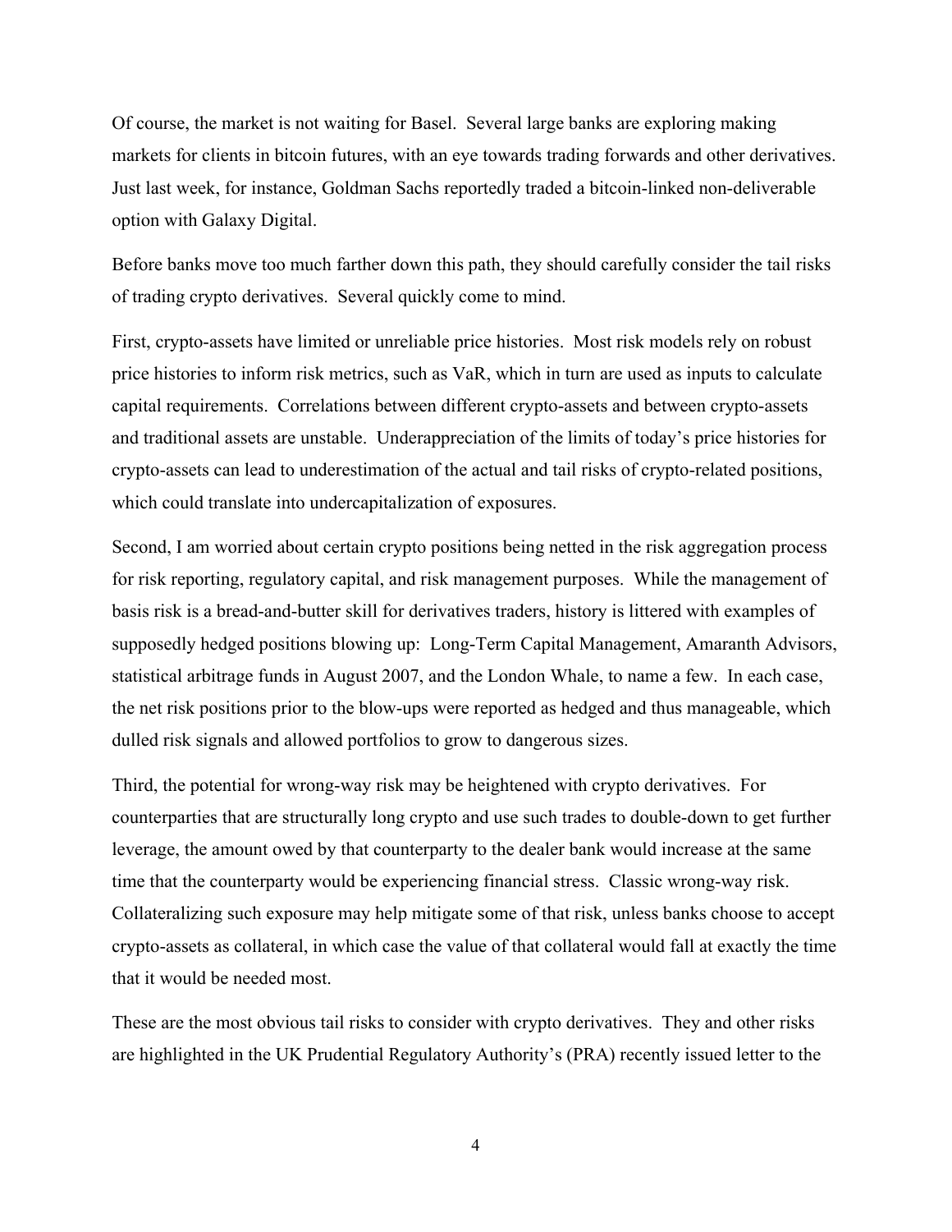Of course, the market is not waiting for Basel. Several large banks are exploring making markets for clients in bitcoin futures, with an eye towards trading forwards and other derivatives. Just last week, for instance, Goldman Sachs reportedly traded a bitcoin-linked non-deliverable option with Galaxy Digital.

Before banks move too much farther down this path, they should carefully consider the tail risks of trading crypto derivatives. Several quickly come to mind.

First, crypto-assets have limited or unreliable price histories. Most risk models rely on robust price histories to inform risk metrics, such as VaR, which in turn are used as inputs to calculate capital requirements. Correlations between different crypto-assets and between crypto-assets and traditional assets are unstable. Underappreciation of the limits of today's price histories for crypto-assets can lead to underestimation of the actual and tail risks of crypto-related positions, which could translate into undercapitalization of exposures.

Second, I am worried about certain crypto positions being netted in the risk aggregation process for risk reporting, regulatory capital, and risk management purposes. While the management of basis risk is a bread-and-butter skill for derivatives traders, history is littered with examples of supposedly hedged positions blowing up: Long-Term Capital Management, Amaranth Advisors, statistical arbitrage funds in August 2007, and the London Whale, to name a few. In each case, the net risk positions prior to the blow-ups were reported as hedged and thus manageable, which dulled risk signals and allowed portfolios to grow to dangerous sizes.

Third, the potential for wrong-way risk may be heightened with crypto derivatives. For counterparties that are structurally long crypto and use such trades to double-down to get further leverage, the amount owed by that counterparty to the dealer bank would increase at the same time that the counterparty would be experiencing financial stress. Classic wrong-way risk. Collateralizing such exposure may help mitigate some of that risk, unless banks choose to accept crypto-assets as collateral, in which case the value of that collateral would fall at exactly the time that it would be needed most.

These are the most obvious tail risks to consider with crypto derivatives. They and other risks are highlighted in the UK Prudential Regulatory Authority's (PRA) recently issued letter to the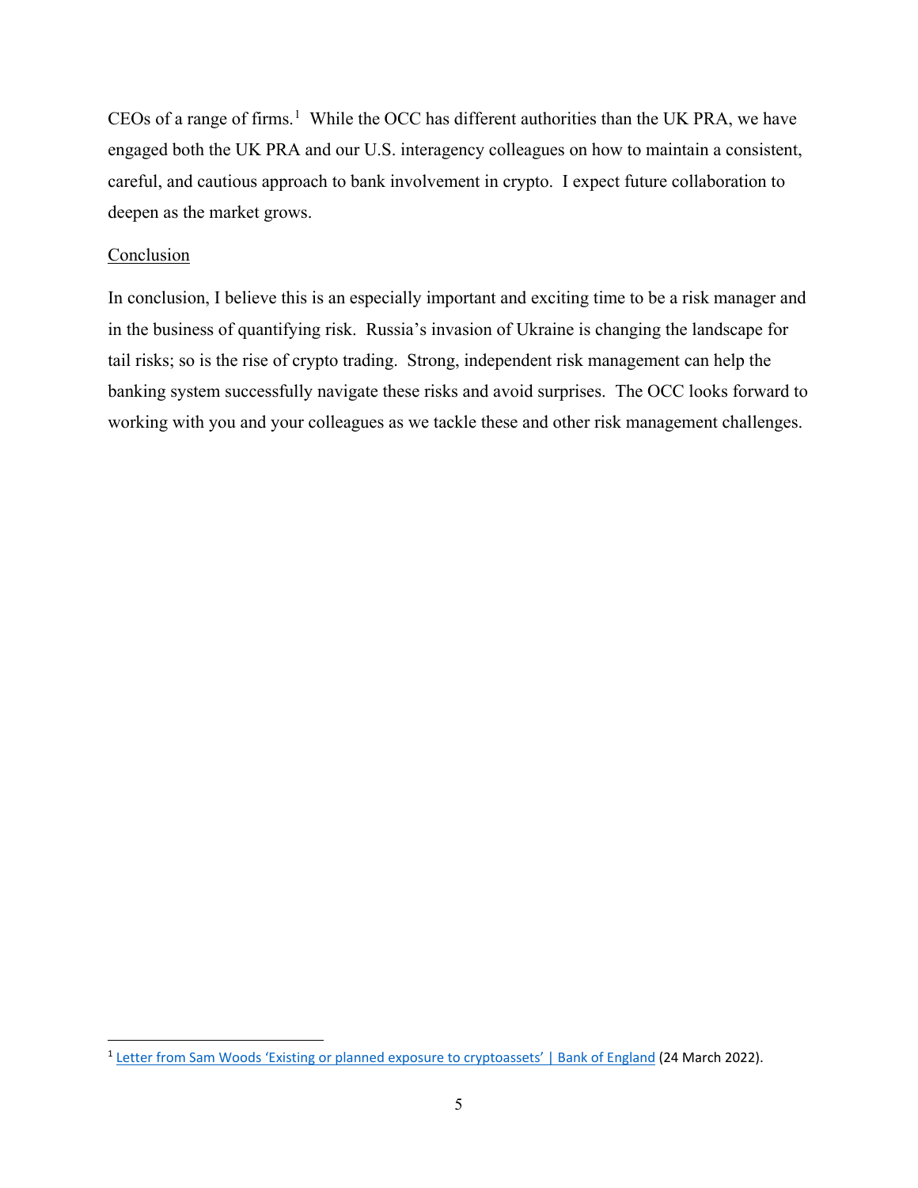CEOs of a range of firms.[1] While the OCC has different authorities than the UK PRA, we have engaged both the UK PRA and our U.S. interagency colleagues on how to maintain a consistent, careful, and cautious approach to bank involvement in crypto. I expect future collaboration to deepen as the market grows.

## Conclusion

In conclusion, I believe this is an especially important and exciting time to be a risk manager and in the business of quantifying risk. Russia's invasion of Ukraine is changing the landscape for tail risks; so is the rise of crypto trading. Strong, independent risk management can help the banking system successfully navigate these risks and avoid surprises. The OCC looks forward to working with you and your colleagues as we tackle these and other risk management challenges.

---

[1] Letter from Sam Woods 'Existing or planned exposure to cryptoassets' | Bank of England (24 March 2022).